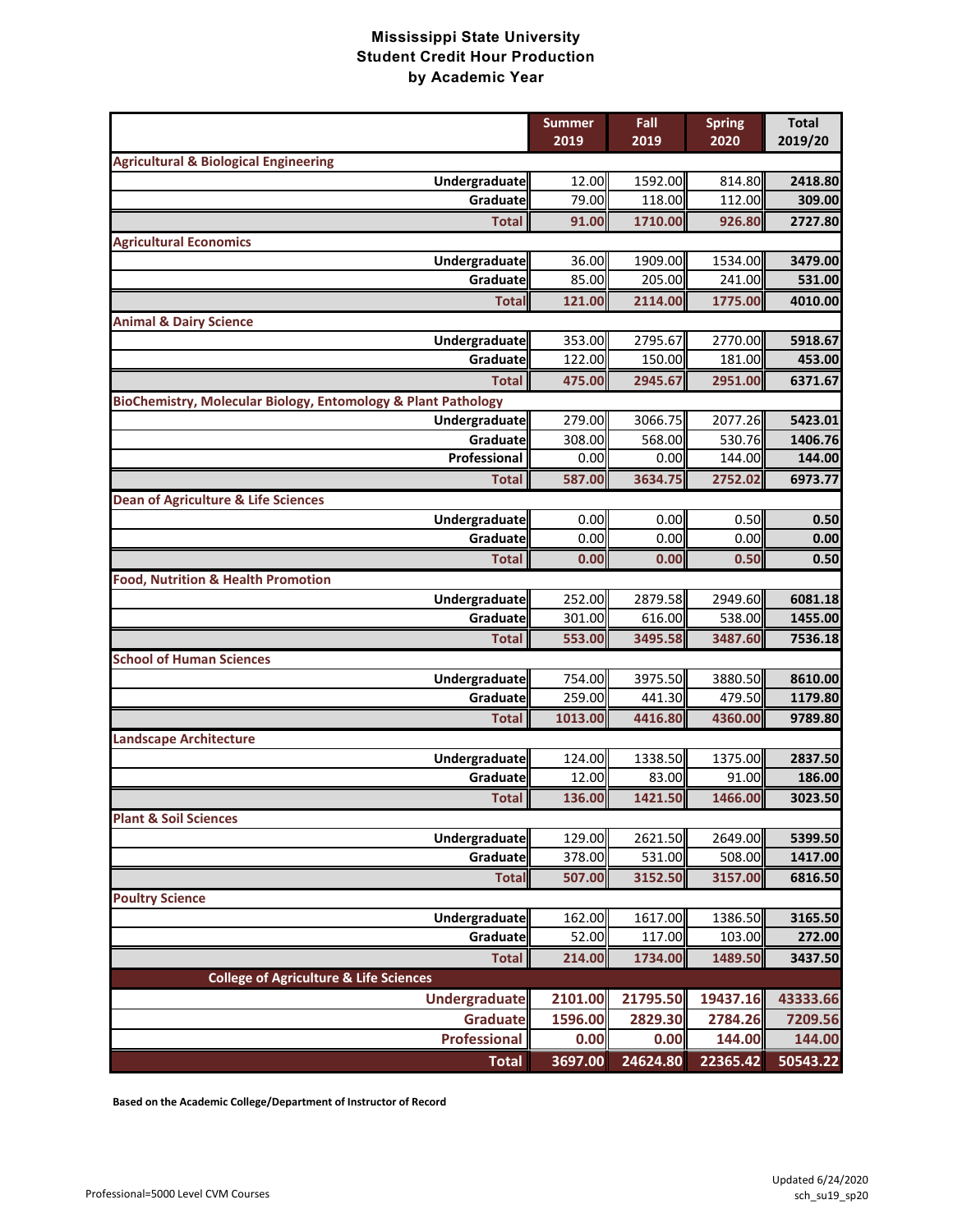# Mississippi State University
## Student Credit Hour Production
## by Academic Year

| | Summer 2019 | Fall 2019 | Spring 2020 | Total 2019/20 |
|---|---|---|---|---|
| **Agricultural & Biological Engineering** | | | | |
| Undergraduate | 12.00 | 1592.00 | 814.80 | **2418.80** |
| Graduate | 79.00 | 118.00 | 112.00 | **309.00** |
| **Total** | **91.00** | **1710.00** | **926.80** | **2727.80** |
| **Agricultural Economics** | | | | |
| Undergraduate | 36.00 | 1909.00 | 1534.00 | **3479.00** |
| Graduate | 85.00 | 205.00 | 241.00 | **531.00** |
| **Total** | **121.00** | **2114.00** | **1775.00** | **4010.00** |
| **Animal & Dairy Science** | | | | |
| Undergraduate | 353.00 | 2795.67 | 2770.00 | **5918.67** |
| Graduate | 122.00 | 150.00 | 181.00 | **453.00** |
| **Total** | **475.00** | **2945.67** | **2951.00** | **6371.67** |
| **BioChemistry, Molecular Biology, Entomology & Plant Pathology** | | | | |
| Undergraduate | 279.00 | 3066.75 | 2077.26 | **5423.01** |
| Graduate | 308.00 | 568.00 | 530.76 | **1406.76** |
| Professional | 0.00 | 0.00 | 144.00 | **144.00** |
| **Total** | **587.00** | **3634.75** | **2752.02** | **6973.77** |
| **Dean of Agriculture & Life Sciences** | | | | |
| Undergraduate | 0.00 | 0.00 | 0.50 | **0.50** |
| Graduate | 0.00 | 0.00 | 0.00 | **0.00** |
| **Total** | **0.00** | **0.00** | **0.50** | **0.50** |
| **Food, Nutrition & Health Promotion** | | | | |
| Undergraduate | 252.00 | 2879.58 | 2949.60 | **6081.18** |
| Graduate | 301.00 | 616.00 | 538.00 | **1455.00** |
| **Total** | **553.00** | **3495.58** | **3487.60** | **7536.18** |
| **School of Human Sciences** | | | | |
| Undergraduate | 754.00 | 3975.50 | 3880.50 | **8610.00** |
| Graduate | 259.00 | 441.30 | 479.50 | **1179.80** |
| **Total** | **1013.00** | **4416.80** | **4360.00** | **9789.80** |
| **Landscape Architecture** | | | | |
| Undergraduate | 124.00 | 1338.50 | 1375.00 | **2837.50** |
| Graduate | 12.00 | 83.00 | 91.00 | **186.00** |
| **Total** | **136.00** | **1421.50** | **1466.00** | **3023.50** |
| **Plant & Soil Sciences** | | | | |
| Undergraduate | 129.00 | 2621.50 | 2649.00 | **5399.50** |
| Graduate | 378.00 | 531.00 | 508.00 | **1417.00** |
| **Total** | **507.00** | **3152.50** | **3157.00** | **6816.50** |
| **Poultry Science** | | | | |
| Undergraduate | 162.00 | 1617.00 | 1386.50 | **3165.50** |
| Graduate | 52.00 | 117.00 | 103.00 | **272.00** |
| **Total** | **214.00** | **1734.00** | **1489.50** | **3437.50** |
| **College of Agriculture & Life Sciences** | | | | |
| **Undergraduate** | **2101.00** | **21795.50** | **19437.16** | **43333.66** |
| **Graduate** | **1596.00** | **2829.30** | **2784.26** | **7209.56** |
| **Professional** | **0.00** | **0.00** | **144.00** | **144.00** |
| **Total** | **3697.00** | **24624.80** | **22365.42** | **50543.22** |

**Based on the Academic College/Department of Instructor of Record**

Professional=5000 Level CVM Courses

Updated 6/24/2020
sch_su19_sp20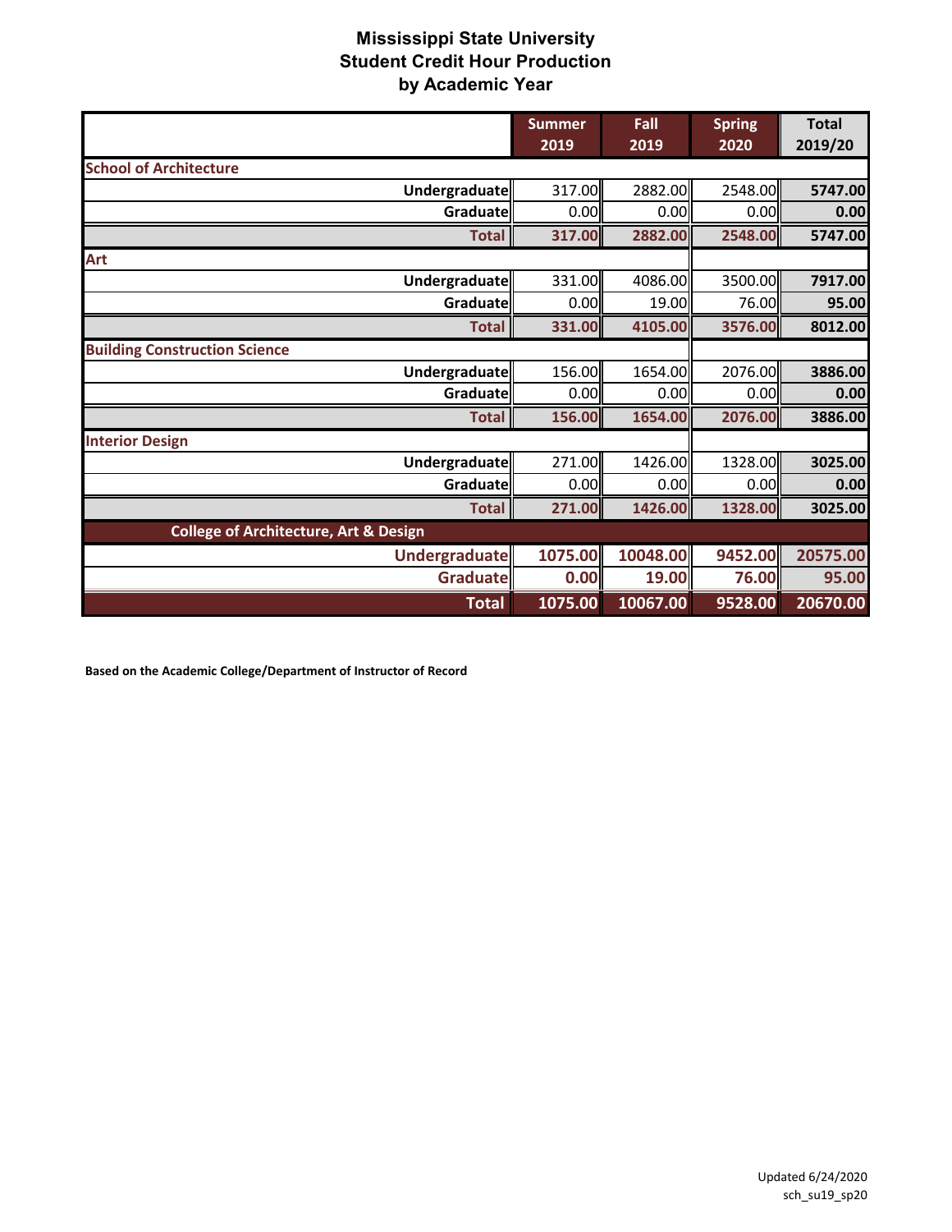# Mississippi State University
## Student Credit Hour Production
## by Academic Year

| | Summer 2019 | Fall 2019 | Spring 2020 | Total 2019/20 |
|---|---|---|---|---|
| **School of Architecture** | | | | |
| Undergraduate | 317.00 | 2882.00 | 2548.00 | 5747.00 |
| Graduate | 0.00 | 0.00 | 0.00 | 0.00 |
| **Total** | **317.00** | **2882.00** | **2548.00** | **5747.00** |
| **Art** | | | | |
| Undergraduate | 331.00 | 4086.00 | 3500.00 | 7917.00 |
| Graduate | 0.00 | 19.00 | 76.00 | 95.00 |
| **Total** | **331.00** | **4105.00** | **3576.00** | **8012.00** |
| **Building Construction Science** | | | | |
| Undergraduate | 156.00 | 1654.00 | 2076.00 | 3886.00 |
| Graduate | 0.00 | 0.00 | 0.00 | 0.00 |
| **Total** | **156.00** | **1654.00** | **2076.00** | **3886.00** |
| **Interior Design** | | | | |
| Undergraduate | 271.00 | 1426.00 | 1328.00 | 3025.00 |
| Graduate | 0.00 | 0.00 | 0.00 | 0.00 |
| **Total** | **271.00** | **1426.00** | **1328.00** | **3025.00** |
| **College of Architecture, Art & Design** | | | | |
| **Undergraduate** | **1075.00** | **10048.00** | **9452.00** | **20575.00** |
| **Graduate** | **0.00** | **19.00** | **76.00** | **95.00** |
| **Total** | **1075.00** | **10067.00** | **9528.00** | **20670.00** |

**Based on the Academic College/Department of Instructor of Record**

Updated 6/24/2020
sch_su19_sp20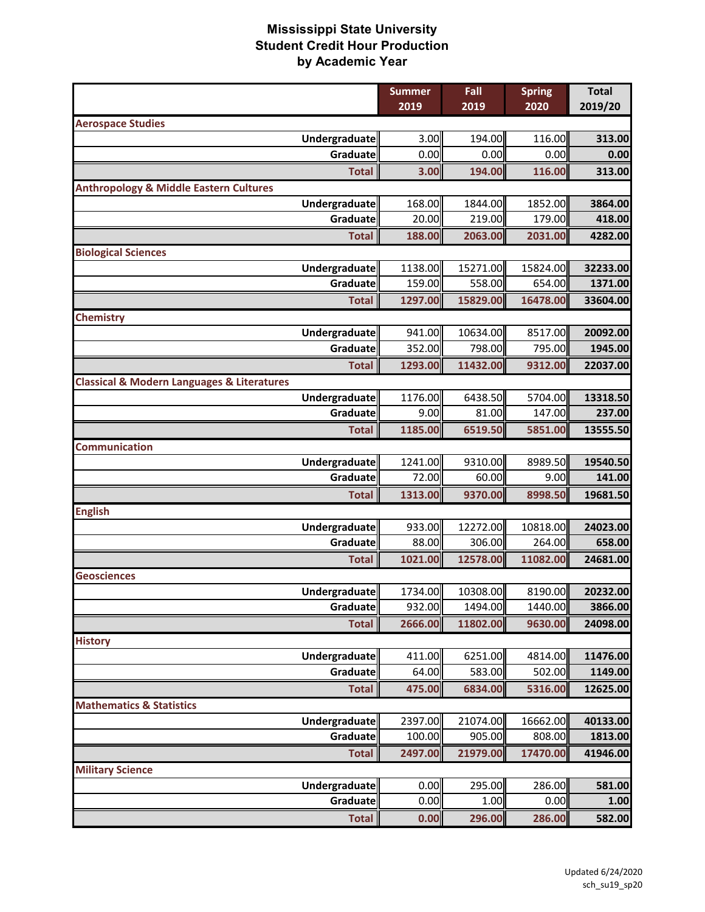# Mississippi State University
## Student Credit Hour Production
## by Academic Year

| | Summer 2019 | Fall 2019 | Spring 2020 | Total 2019/20 |
|---|---|---|---|---|
| **Aerospace Studies** | | | | |
| Undergraduate | 3.00 | 194.00 | 116.00 | 313.00 |
| Graduate | 0.00 | 0.00 | 0.00 | 0.00 |
| **Total** | **3.00** | **194.00** | **116.00** | **313.00** |
| **Anthropology & Middle Eastern Cultures** | | | | |
| Undergraduate | 168.00 | 1844.00 | 1852.00 | 3864.00 |
| Graduate | 20.00 | 219.00 | 179.00 | 418.00 |
| **Total** | **188.00** | **2063.00** | **2031.00** | **4282.00** |
| **Biological Sciences** | | | | |
| Undergraduate | 1138.00 | 15271.00 | 15824.00 | 32233.00 |
| Graduate | 159.00 | 558.00 | 654.00 | 1371.00 |
| **Total** | **1297.00** | **15829.00** | **16478.00** | **33604.00** |
| **Chemistry** | | | | |
| Undergraduate | 941.00 | 10634.00 | 8517.00 | 20092.00 |
| Graduate | 352.00 | 798.00 | 795.00 | 1945.00 |
| **Total** | **1293.00** | **11432.00** | **9312.00** | **22037.00** |
| **Classical & Modern Languages & Literatures** | | | | |
| Undergraduate | 1176.00 | 6438.50 | 5704.00 | 13318.50 |
| Graduate | 9.00 | 81.00 | 147.00 | 237.00 |
| **Total** | **1185.00** | **6519.50** | **5851.00** | **13555.50** |
| **Communication** | | | | |
| Undergraduate | 1241.00 | 9310.00 | 8989.50 | 19540.50 |
| Graduate | 72.00 | 60.00 | 9.00 | 141.00 |
| **Total** | **1313.00** | **9370.00** | **8998.50** | **19681.50** |
| **English** | | | | |
| Undergraduate | 933.00 | 12272.00 | 10818.00 | 24023.00 |
| Graduate | 88.00 | 306.00 | 264.00 | 658.00 |
| **Total** | **1021.00** | **12578.00** | **11082.00** | **24681.00** |
| **Geosciences** | | | | |
| Undergraduate | 1734.00 | 10308.00 | 8190.00 | 20232.00 |
| Graduate | 932.00 | 1494.00 | 1440.00 | 3866.00 |
| **Total** | **2666.00** | **11802.00** | **9630.00** | **24098.00** |
| **History** | | | | |
| Undergraduate | 411.00 | 6251.00 | 4814.00 | 11476.00 |
| Graduate | 64.00 | 583.00 | 502.00 | 1149.00 |
| **Total** | **475.00** | **6834.00** | **5316.00** | **12625.00** |
| **Mathematics & Statistics** | | | | |
| Undergraduate | 2397.00 | 21074.00 | 16662.00 | 40133.00 |
| Graduate | 100.00 | 905.00 | 808.00 | 1813.00 |
| **Total** | **2497.00** | **21979.00** | **17470.00** | **41946.00** |
| **Military Science** | | | | |
| Undergraduate | 0.00 | 295.00 | 286.00 | 581.00 |
| Graduate | 0.00 | 1.00 | 0.00 | 1.00 |
| **Total** | **0.00** | **296.00** | **286.00** | **582.00** |

Updated 6/24/2020
sch_su19_sp20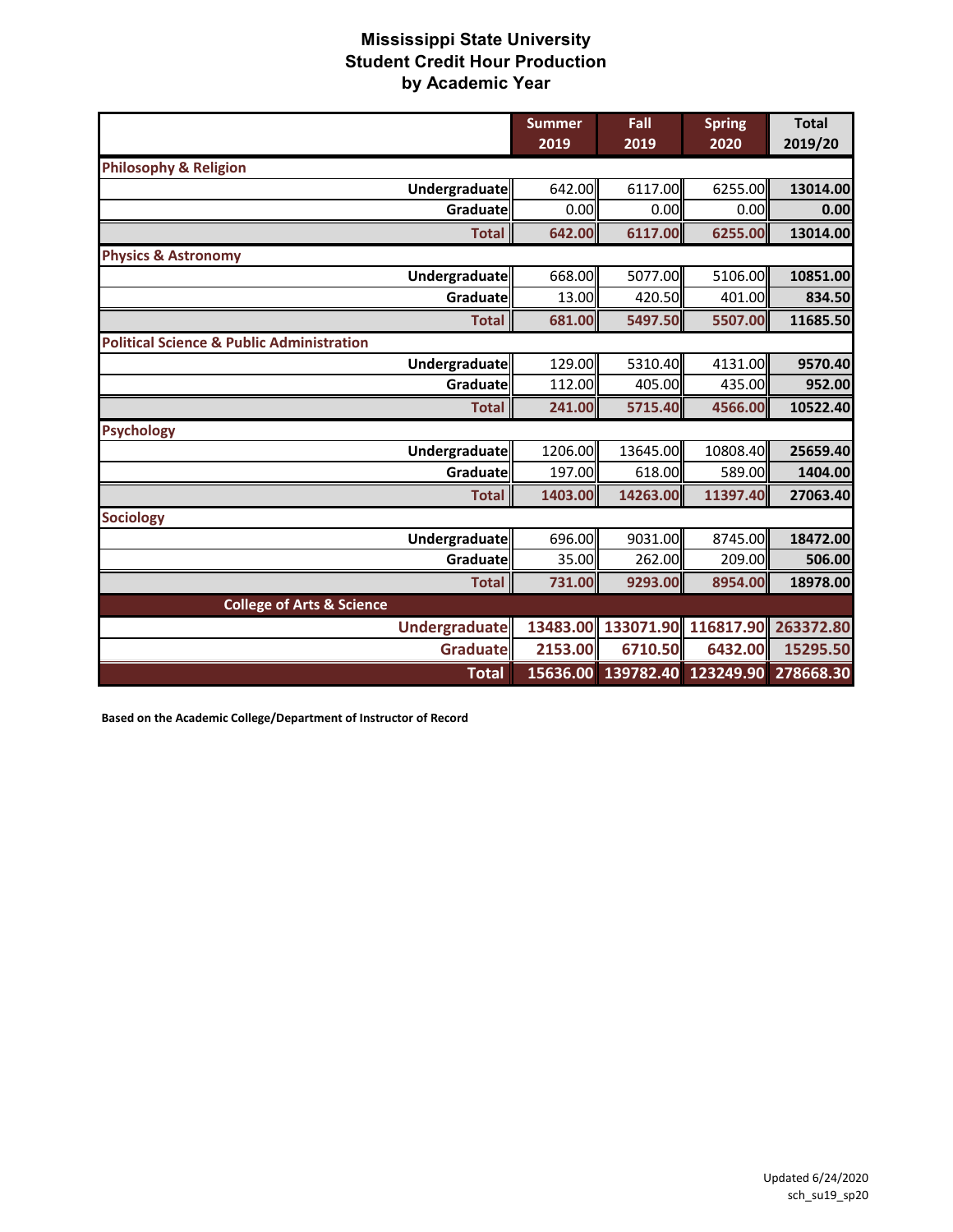# Mississippi State University
## Student Credit Hour Production
## by Academic Year

| | Summer 2019 | Fall 2019 | Spring 2020 | Total 2019/20 |
|---|---|---|---|---|
| **Philosophy & Religion** | | | | |
| Undergraduate | 642.00 | 6117.00 | 6255.00 | **13014.00** |
| Graduate | 0.00 | 0.00 | 0.00 | **0.00** |
| **Total** | **642.00** | **6117.00** | **6255.00** | **13014.00** |
| **Physics & Astronomy** | | | | |
| Undergraduate | 668.00 | 5077.00 | 5106.00 | **10851.00** |
| Graduate | 13.00 | 420.50 | 401.00 | **834.50** |
| **Total** | **681.00** | **5497.50** | **5507.00** | **11685.50** |
| **Political Science & Public Administration** | | | | |
| Undergraduate | 129.00 | 5310.40 | 4131.00 | **9570.40** |
| Graduate | 112.00 | 405.00 | 435.00 | **952.00** |
| **Total** | **241.00** | **5715.40** | **4566.00** | **10522.40** |
| **Psychology** | | | | |
| Undergraduate | 1206.00 | 13645.00 | 10808.40 | **25659.40** |
| Graduate | 197.00 | 618.00 | 589.00 | **1404.00** |
| **Total** | **1403.00** | **14263.00** | **11397.40** | **27063.40** |
| **Sociology** | | | | |
| Undergraduate | 696.00 | 9031.00 | 8745.00 | **18472.00** |
| Graduate | 35.00 | 262.00 | 209.00 | **506.00** |
| **Total** | **731.00** | **9293.00** | **8954.00** | **18978.00** |
| **College of Arts & Science** | | | | |
| **Undergraduate** | **13483.00** | **133071.90** | **116817.90** | **263372.80** |
| **Graduate** | **2153.00** | **6710.50** | **6432.00** | **15295.50** |
| **Total** | **15636.00** | **139782.40** | **123249.90** | **278668.30** |

**Based on the Academic College/Department of Instructor of Record**

Updated 6/24/2020
sch_su19_sp20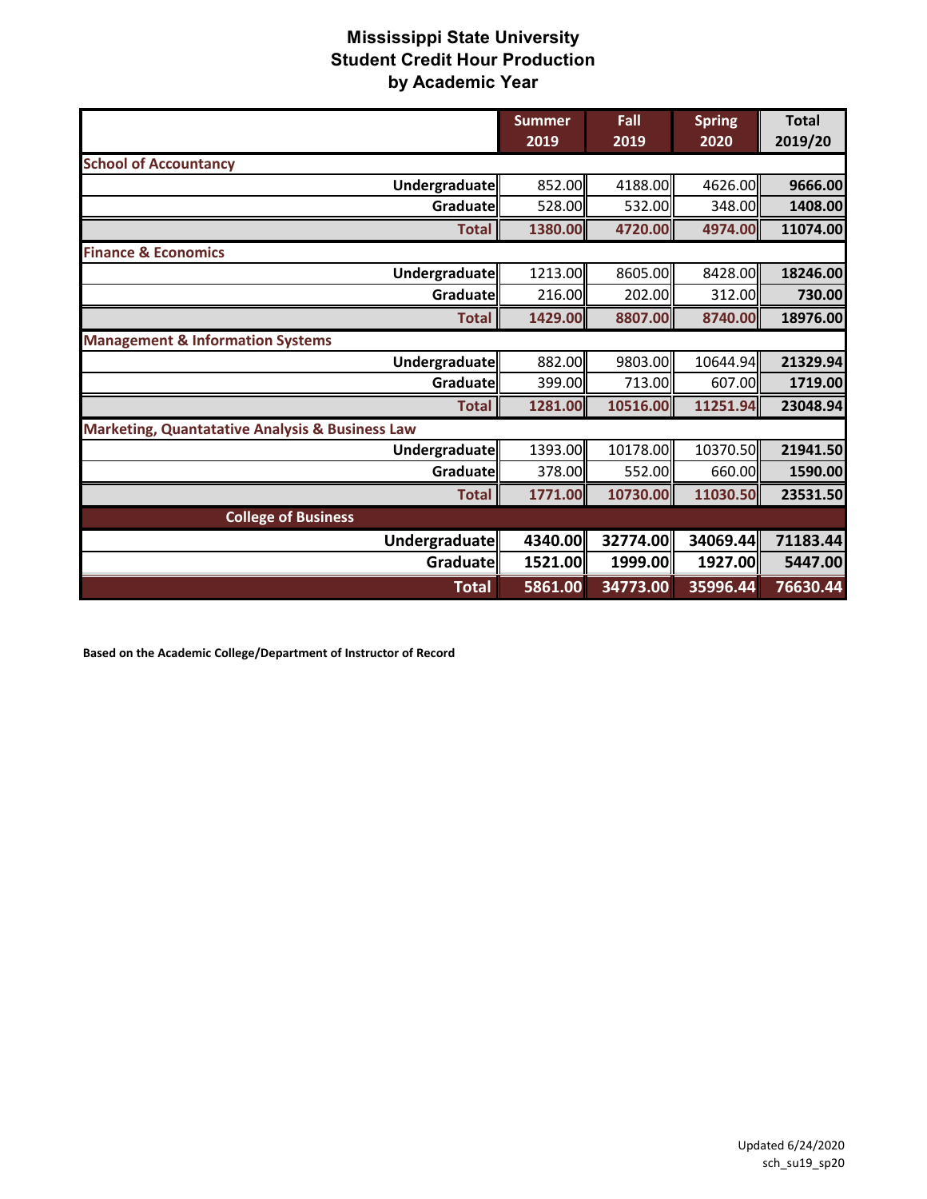# Mississippi State University
## Student Credit Hour Production
## by Academic Year

| | Summer 2019 | Fall 2019 | Spring 2020 | Total 2019/20 |
|---|---|---|---|---|
| **School of Accountancy** | | | | |
| Undergraduate | 852.00 | 4188.00 | 4626.00 | **9666.00** |
| Graduate | 528.00 | 532.00 | 348.00 | **1408.00** |
| **Total** | **1380.00** | **4720.00** | **4974.00** | **11074.00** |
| **Finance & Economics** | | | | |
| Undergraduate | 1213.00 | 8605.00 | 8428.00 | **18246.00** |
| Graduate | 216.00 | 202.00 | 312.00 | **730.00** |
| **Total** | **1429.00** | **8807.00** | **8740.00** | **18976.00** |
| **Management & Information Systems** | | | | |
| Undergraduate | 882.00 | 9803.00 | 10644.94 | **21329.94** |
| Graduate | 399.00 | 713.00 | 607.00 | **1719.00** |
| **Total** | **1281.00** | **10516.00** | **11251.94** | **23048.94** |
| **Marketing, Quantatative Analysis & Business Law** | | | | |
| Undergraduate | 1393.00 | 10178.00 | 10370.50 | **21941.50** |
| Graduate | 378.00 | 552.00 | 660.00 | **1590.00** |
| **Total** | **1771.00** | **10730.00** | **11030.50** | **23531.50** |
| **College of Business** | | | | |
| **Undergraduate** | **4340.00** | **32774.00** | **34069.44** | **71183.44** |
| **Graduate** | **1521.00** | **1999.00** | **1927.00** | **5447.00** |
| **Total** | **5861.00** | **34773.00** | **35996.44** | **76630.44** |

**Based on the Academic College/Department of Instructor of Record**

Updated 6/24/2020
sch_su19_sp20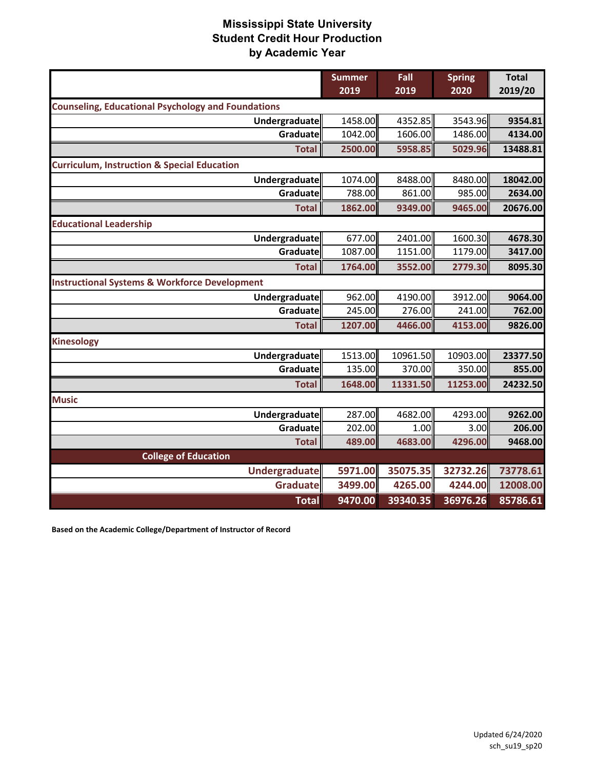# Mississippi State University
## Student Credit Hour Production
## by Academic Year

| | Summer 2019 | Fall 2019 | Spring 2020 | Total 2019/20 |
|---|---|---|---|---|
| **Counseling, Educational Psychology and Foundations** | | | | |
| Undergraduate | 1458.00 | 4352.85 | 3543.96 | **9354.81** |
| Graduate | 1042.00 | 1606.00 | 1486.00 | **4134.00** |
| **Total** | **2500.00** | **5958.85** | **5029.96** | **13488.81** |
| **Curriculum, Instruction & Special Education** | | | | |
| Undergraduate | 1074.00 | 8488.00 | 8480.00 | **18042.00** |
| Graduate | 788.00 | 861.00 | 985.00 | **2634.00** |
| **Total** | **1862.00** | **9349.00** | **9465.00** | **20676.00** |
| **Educational Leadership** | | | | |
| Undergraduate | 677.00 | 2401.00 | 1600.30 | **4678.30** |
| Graduate | 1087.00 | 1151.00 | 1179.00 | **3417.00** |
| **Total** | **1764.00** | **3552.00** | **2779.30** | **8095.30** |
| **Instructional Systems & Workforce Development** | | | | |
| Undergraduate | 962.00 | 4190.00 | 3912.00 | **9064.00** |
| Graduate | 245.00 | 276.00 | 241.00 | **762.00** |
| **Total** | **1207.00** | **4466.00** | **4153.00** | **9826.00** |
| **Kinesology** | | | | |
| Undergraduate | 1513.00 | 10961.50 | 10903.00 | **23377.50** |
| Graduate | 135.00 | 370.00 | 350.00 | **855.00** |
| **Total** | **1648.00** | **11331.50** | **11253.00** | **24232.50** |
| **Music** | | | | |
| Undergraduate | 287.00 | 4682.00 | 4293.00 | **9262.00** |
| Graduate | 202.00 | 1.00 | 3.00 | **206.00** |
| **Total** | **489.00** | **4683.00** | **4296.00** | **9468.00** |
| **College of Education** | | | | |
| **Undergraduate** | **5971.00** | **35075.35** | **32732.26** | **73778.61** |
| **Graduate** | **3499.00** | **4265.00** | **4244.00** | **12008.00** |
| **Total** | **9470.00** | **39340.35** | **36976.26** | **85786.61** |

**Based on the Academic College/Department of Instructor of Record**

Updated 6/24/2020
sch_su19_sp20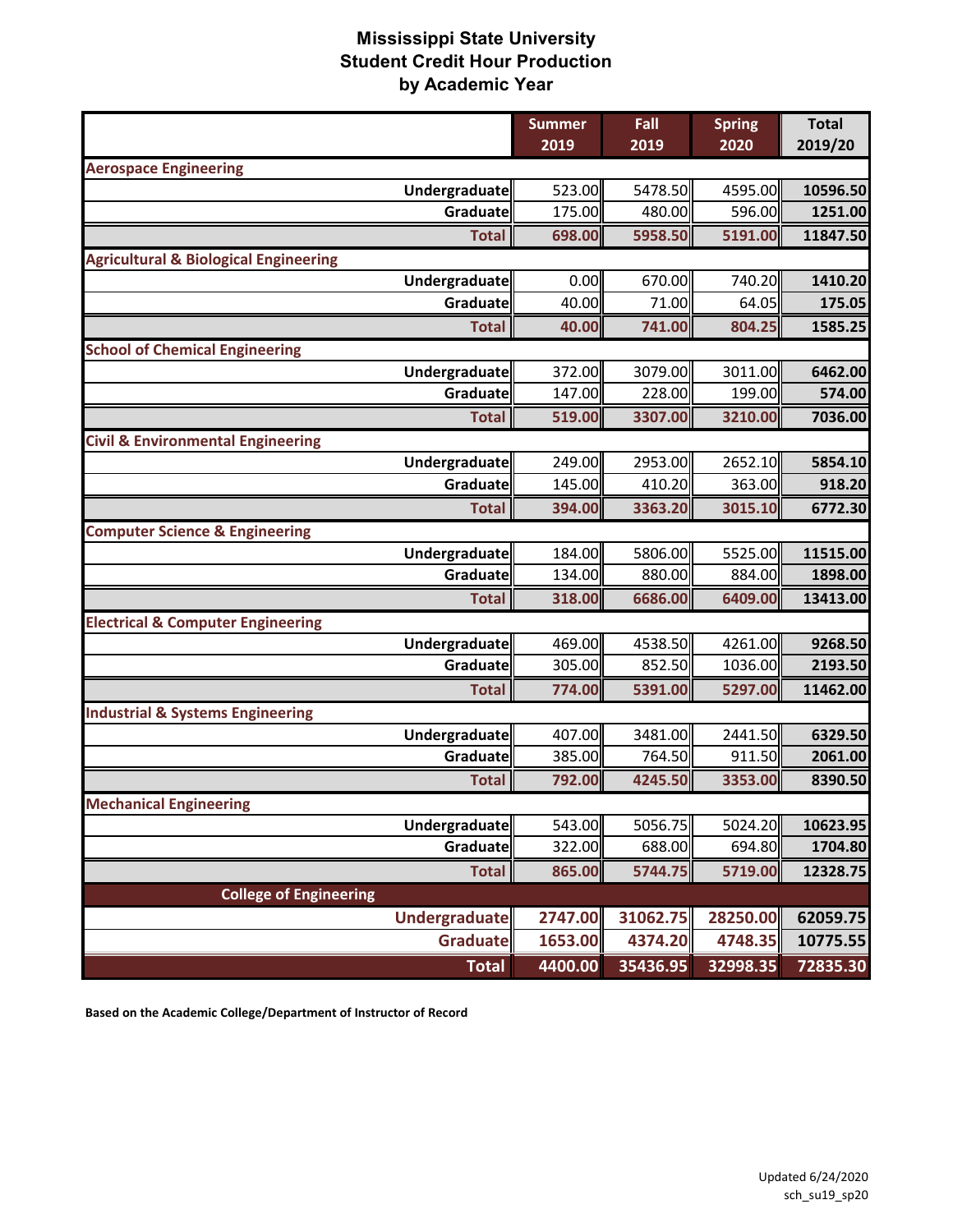# Mississippi State University
## Student Credit Hour Production
## by Academic Year

| | Summer 2019 | Fall 2019 | Spring 2020 | Total 2019/20 |
|---|---|---|---|---|
| **Aerospace Engineering** | | | | |
| Undergraduate | 523.00 | 5478.50 | 4595.00 | 10596.50 |
| Graduate | 175.00 | 480.00 | 596.00 | 1251.00 |
| Total | 698.00 | 5958.50 | 5191.00 | 11847.50 |
| **Agricultural & Biological Engineering** | | | | |
| Undergraduate | 0.00 | 670.00 | 740.20 | 1410.20 |
| Graduate | 40.00 | 71.00 | 64.05 | 175.05 |
| Total | 40.00 | 741.00 | 804.25 | 1585.25 |
| **School of Chemical Engineering** | | | | |
| Undergraduate | 372.00 | 3079.00 | 3011.00 | 6462.00 |
| Graduate | 147.00 | 228.00 | 199.00 | 574.00 |
| Total | 519.00 | 3307.00 | 3210.00 | 7036.00 |
| **Civil & Environmental Engineering** | | | | |
| Undergraduate | 249.00 | 2953.00 | 2652.10 | 5854.10 |
| Graduate | 145.00 | 410.20 | 363.00 | 918.20 |
| Total | 394.00 | 3363.20 | 3015.10 | 6772.30 |
| **Computer Science & Engineering** | | | | |
| Undergraduate | 184.00 | 5806.00 | 5525.00 | 11515.00 |
| Graduate | 134.00 | 880.00 | 884.00 | 1898.00 |
| Total | 318.00 | 6686.00 | 6409.00 | 13413.00 |
| **Electrical & Computer Engineering** | | | | |
| Undergraduate | 469.00 | 4538.50 | 4261.00 | 9268.50 |
| Graduate | 305.00 | 852.50 | 1036.00 | 2193.50 |
| Total | 774.00 | 5391.00 | 5297.00 | 11462.00 |
| **Industrial & Systems Engineering** | | | | |
| Undergraduate | 407.00 | 3481.00 | 2441.50 | 6329.50 |
| Graduate | 385.00 | 764.50 | 911.50 | 2061.00 |
| Total | 792.00 | 4245.50 | 3353.00 | 8390.50 |
| **Mechanical Engineering** | | | | |
| Undergraduate | 543.00 | 5056.75 | 5024.20 | 10623.95 |
| Graduate | 322.00 | 688.00 | 694.80 | 1704.80 |
| Total | 865.00 | 5744.75 | 5719.00 | 12328.75 |
| **College of Engineering** | | | | |
| Undergraduate | 2747.00 | 31062.75 | 28250.00 | 62059.75 |
| Graduate | 1653.00 | 4374.20 | 4748.35 | 10775.55 |
| Total | 4400.00 | 35436.95 | 32998.35 | 72835.30 |

**Based on the Academic College/Department of Instructor of Record**

Updated 6/24/2020
sch_su19_sp20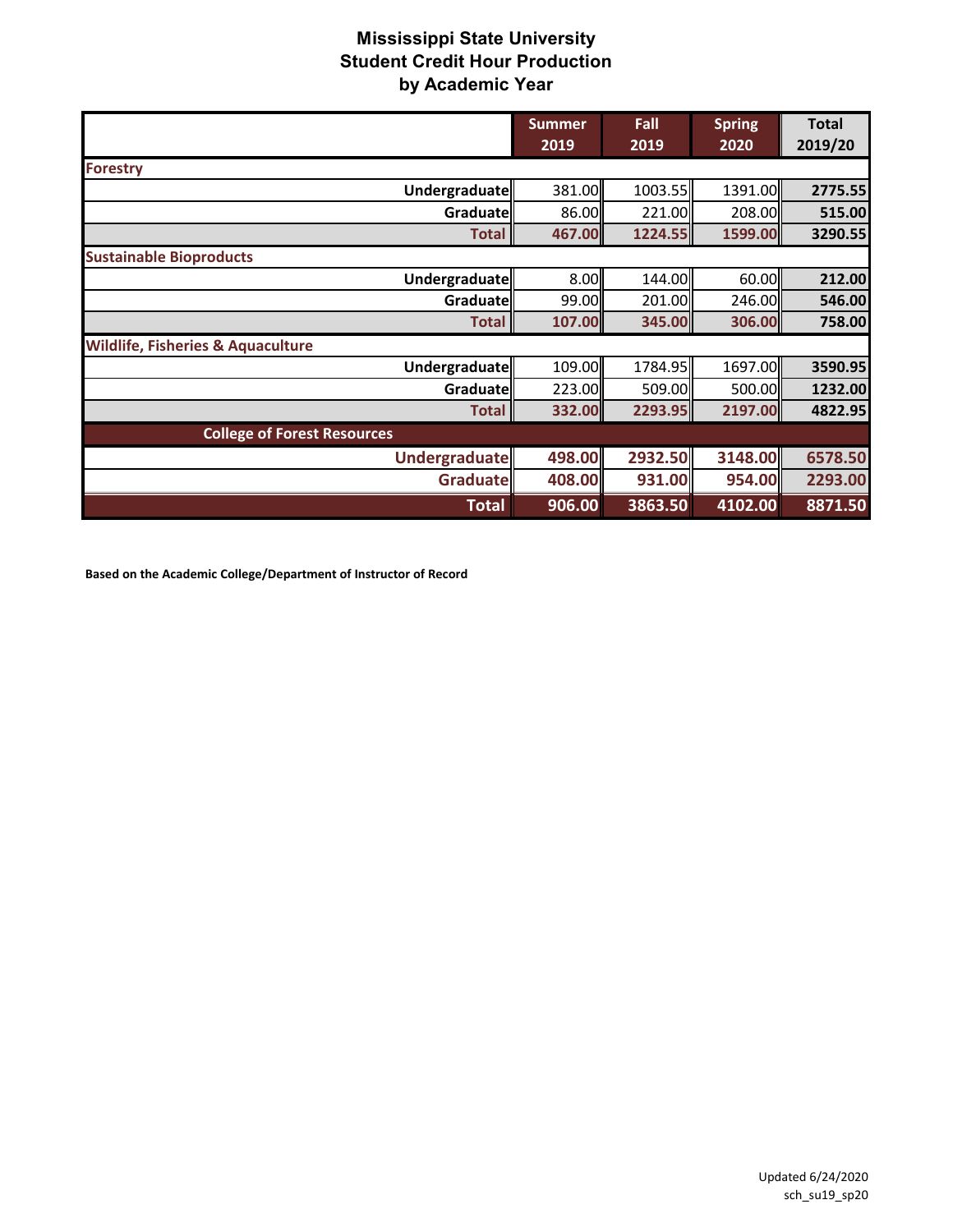# Mississippi State University
## Student Credit Hour Production
## by Academic Year

| | Summer 2019 | Fall 2019 | Spring 2020 | Total 2019/20 |
|---|---|---|---|---|
| **Forestry** | | | | |
| **Undergraduate** | 381.00 | 1003.55 | 1391.00 | **2775.55** |
| **Graduate** | 86.00 | 221.00 | 208.00 | **515.00** |
| **Total** | **467.00** | **1224.55** | **1599.00** | **3290.55** |
| **Sustainable Bioproducts** | | | | |
| **Undergraduate** | 8.00 | 144.00 | 60.00 | **212.00** |
| **Graduate** | 99.00 | 201.00 | 246.00 | **546.00** |
| **Total** | **107.00** | **345.00** | **306.00** | **758.00** |
| **Wildlife, Fisheries & Aquaculture** | | | | |
| **Undergraduate** | 109.00 | 1784.95 | 1697.00 | **3590.95** |
| **Graduate** | 223.00 | 509.00 | 500.00 | **1232.00** |
| **Total** | **332.00** | **2293.95** | **2197.00** | **4822.95** |
| **College of Forest Resources** | | | | |
| **Undergraduate** | **498.00** | **2932.50** | **3148.00** | **6578.50** |
| **Graduate** | **408.00** | **931.00** | **954.00** | **2293.00** |
| **Total** | **906.00** | **3863.50** | **4102.00** | **8871.50** |

**Based on the Academic College/Department of Instructor of Record**

Updated 6/24/2020
sch_su19_sp20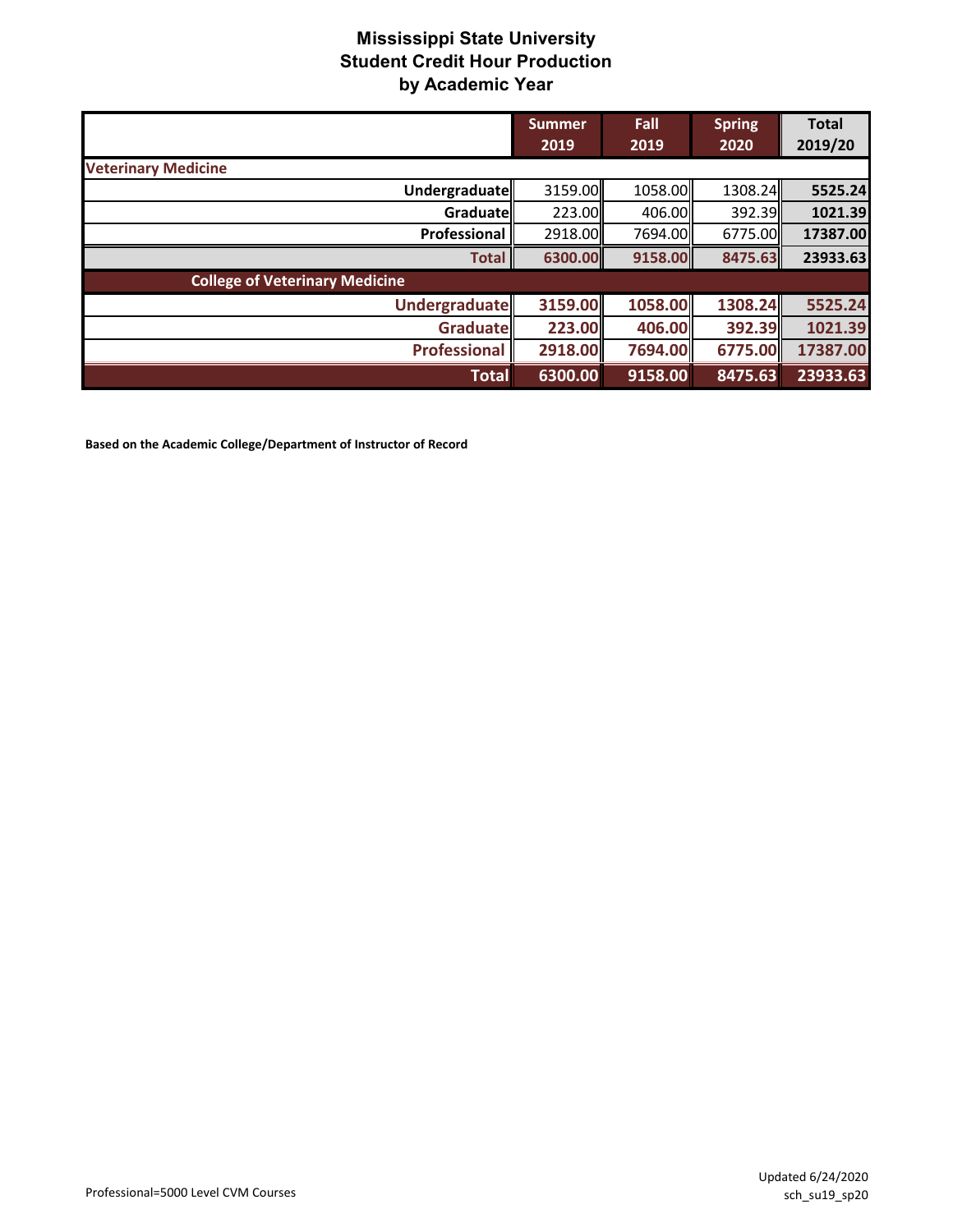# Mississippi State University
## Student Credit Hour Production
### by Academic Year

| | Summer 2019 | Fall 2019 | Spring 2020 | Total 2019/20 |
|---|---|---|---|---|
| **Veterinary Medicine** | | | | |
| **Undergraduate** | 3159.00 | 1058.00 | 1308.24 | **5525.24** |
| **Graduate** | 223.00 | 406.00 | 392.39 | **1021.39** |
| **Professional** | 2918.00 | 7694.00 | 6775.00 | **17387.00** |
| **Total** | **6300.00** | **9158.00** | **8475.63** | **23933.63** |
| **College of Veterinary Medicine** | | | | |
| **Undergraduate** | **3159.00** | **1058.00** | **1308.24** | **5525.24** |
| **Graduate** | **223.00** | **406.00** | **392.39** | **1021.39** |
| **Professional** | **2918.00** | **7694.00** | **6775.00** | **17387.00** |
| **Total** | **6300.00** | **9158.00** | **8475.63** | **23933.63** |

**Based on the Academic College/Department of Instructor of Record**

Professional=5000 Level CVM Courses

Updated 6/24/2020
sch_su19_sp20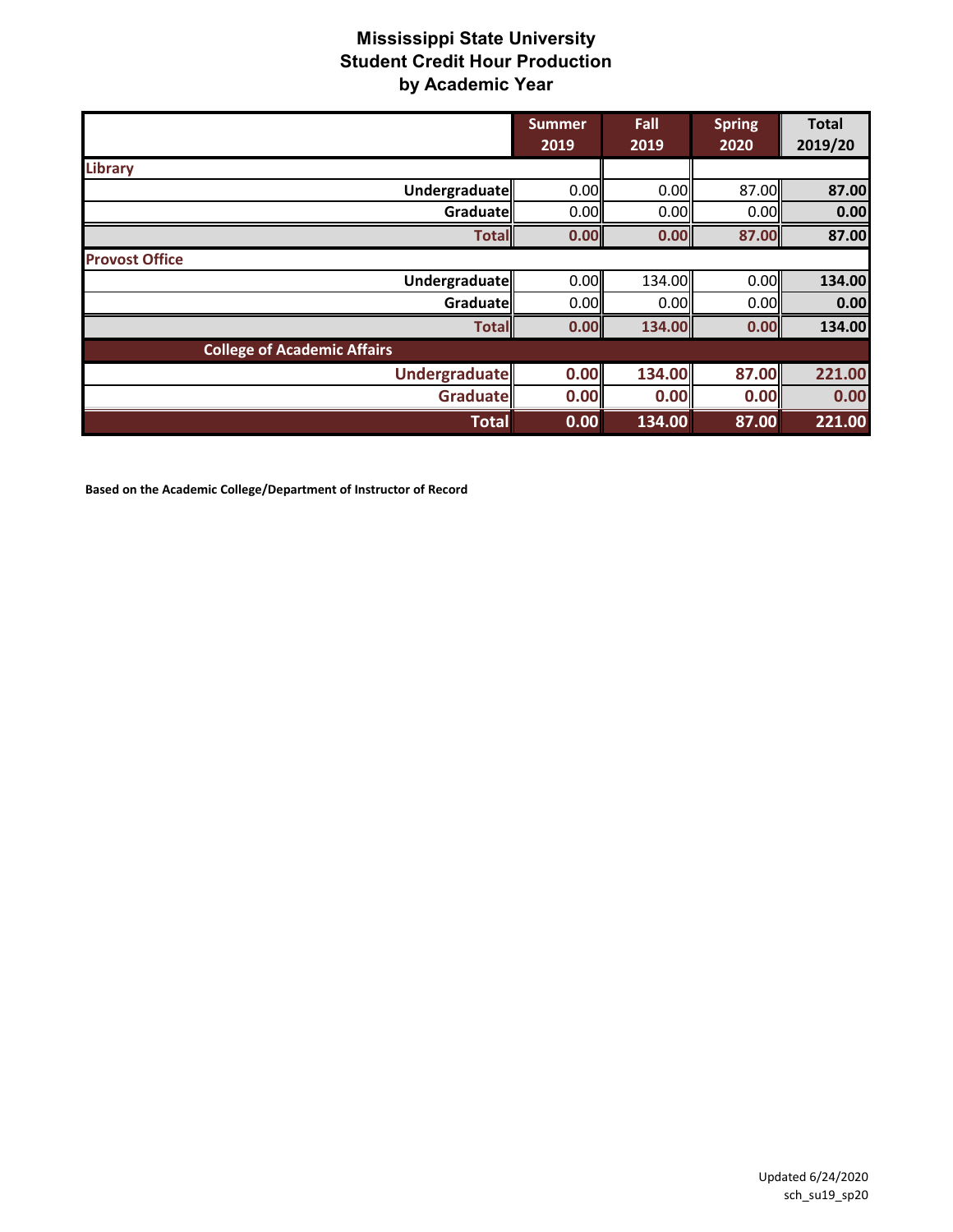# Mississippi State University
# Student Credit Hour Production
# by Academic Year

| | Summer 2019 | Fall 2019 | Spring 2020 | Total 2019/20 |
|---|---|---|---|---|
| **Library** | | | | |
| **Undergraduate** | 0.00 | 0.00 | 87.00 | **87.00** |
| **Graduate** | 0.00 | 0.00 | 0.00 | **0.00** |
| **Total** | **0.00** | **0.00** | **87.00** | **87.00** |
| **Provost Office** | | | | |
| **Undergraduate** | 0.00 | 134.00 | 0.00 | **134.00** |
| **Graduate** | 0.00 | 0.00 | 0.00 | **0.00** |
| **Total** | **0.00** | **134.00** | **0.00** | **134.00** |
| **College of Academic Affairs** | | | | |
| **Undergraduate** | **0.00** | **134.00** | **87.00** | **221.00** |
| **Graduate** | **0.00** | **0.00** | **0.00** | **0.00** |
| **Total** | **0.00** | **134.00** | **87.00** | **221.00** |

**Based on the Academic College/Department of Instructor of Record**

Updated 6/24/2020
sch_su19_sp20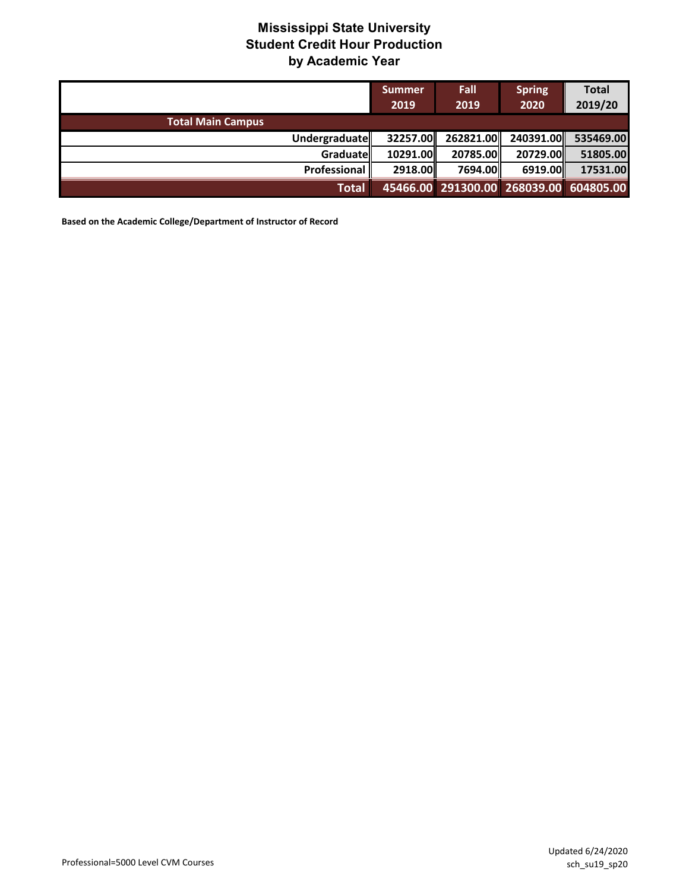# Mississippi State University
## Student Credit Hour Production
### by Academic Year

| | Summer 2019 | Fall 2019 | Spring 2020 | Total 2019/20 |
|---|---|---|---|---|
| **Total Main Campus** | | | | |
| Undergraduate | 32257.00 | 262821.00 | 240391.00 | 535469.00 |
| Graduate | 10291.00 | 20785.00 | 20729.00 | 51805.00 |
| Professional | 2918.00 | 7694.00 | 6919.00 | 17531.00 |
| **Total** | **45466.00** | **291300.00** | **268039.00** | **604805.00** |

**Based on the Academic College/Department of Instructor of Record**

Professional=5000 Level CVM Courses

Updated 6/24/2020
sch_su19_sp20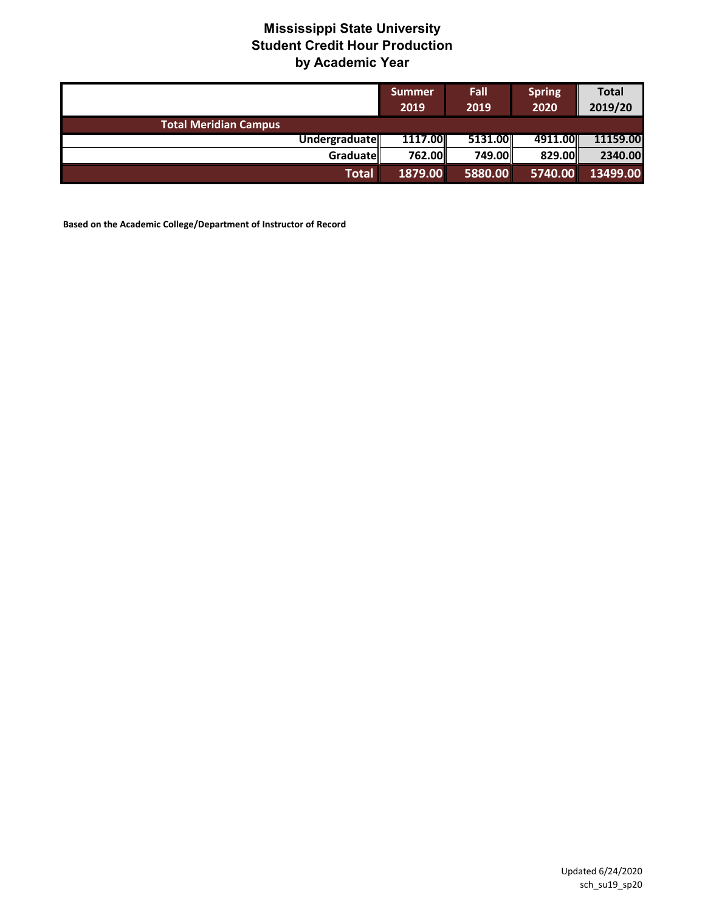# Mississippi State University
## Student Credit Hour Production
## by Academic Year

| | Summer 2019 | Fall 2019 | Spring 2020 | Total 2019/20 |
|---|---|---|---|---|
| **Total Meridian Campus** | | | | |
| Undergraduate | 1117.00 | 5131.00 | 4911.00 | 11159.00 |
| Graduate | 762.00 | 749.00 | 829.00 | 2340.00 |
| **Total** | **1879.00** | **5880.00** | **5740.00** | **13499.00** |

**Based on the Academic College/Department of Instructor of Record**

Updated 6/24/2020
sch_su19_sp20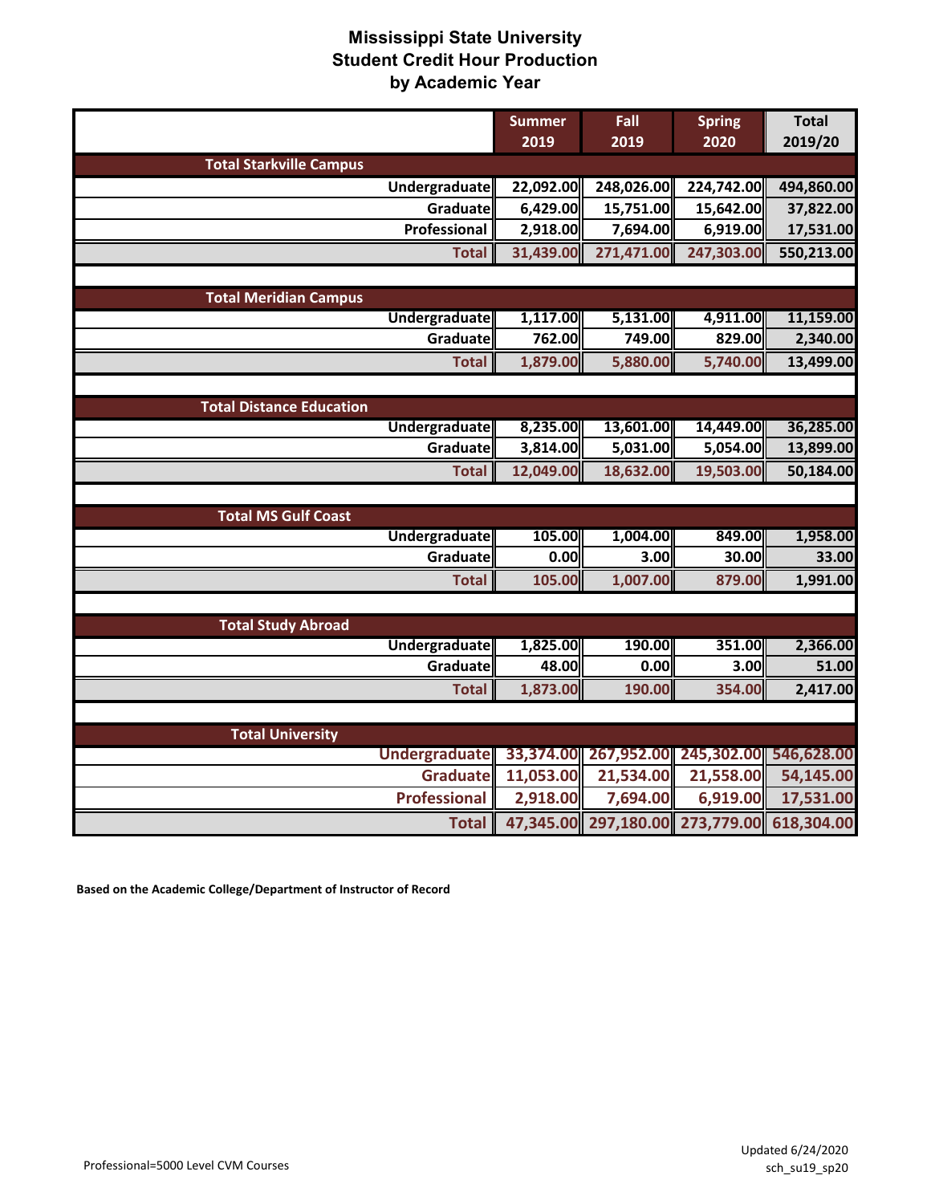# Mississippi State University
## Student Credit Hour Production
## by Academic Year

| | Summer 2019 | Fall 2019 | Spring 2020 | Total 2019/20 |
|---|---|---|---|---|
| **Total Starkville Campus** | | | | |
| Undergraduate | 22,092.00 | 248,026.00 | 224,742.00 | 494,860.00 |
| Graduate | 6,429.00 | 15,751.00 | 15,642.00 | 37,822.00 |
| Professional | 2,918.00 | 7,694.00 | 6,919.00 | 17,531.00 |
| **Total** | 31,439.00 | 271,471.00 | 247,303.00 | 550,213.00 |
| **Total Meridian Campus** | | | | |
| Undergraduate | 1,117.00 | 5,131.00 | 4,911.00 | 11,159.00 |
| Graduate | 762.00 | 749.00 | 829.00 | 2,340.00 |
| **Total** | 1,879.00 | 5,880.00 | 5,740.00 | 13,499.00 |
| **Total Distance Education** | | | | |
| Undergraduate | 8,235.00 | 13,601.00 | 14,449.00 | 36,285.00 |
| Graduate | 3,814.00 | 5,031.00 | 5,054.00 | 13,899.00 |
| **Total** | 12,049.00 | 18,632.00 | 19,503.00 | 50,184.00 |
| **Total MS Gulf Coast** | | | | |
| Undergraduate | 105.00 | 1,004.00 | 849.00 | 1,958.00 |
| Graduate | 0.00 | 3.00 | 30.00 | 33.00 |
| **Total** | 105.00 | 1,007.00 | 879.00 | 1,991.00 |
| **Total Study Abroad** | | | | |
| Undergraduate | 1,825.00 | 190.00 | 351.00 | 2,366.00 |
| Graduate | 48.00 | 0.00 | 3.00 | 51.00 |
| **Total** | 1,873.00 | 190.00 | 354.00 | 2,417.00 |
| **Total University** | | | | |
| Undergraduate | 33,374.00 | 267,952.00 | 245,302.00 | 546,628.00 |
| Graduate | 11,053.00 | 21,534.00 | 21,558.00 | 54,145.00 |
| Professional | 2,918.00 | 7,694.00 | 6,919.00 | 17,531.00 |
| **Total** | 47,345.00 | 297,180.00 | 273,779.00 | 618,304.00 |

**Based on the Academic College/Department of Instructor of Record**

Professional=5000 Level CVM Courses

Updated 6/24/2020
sch_su19_sp20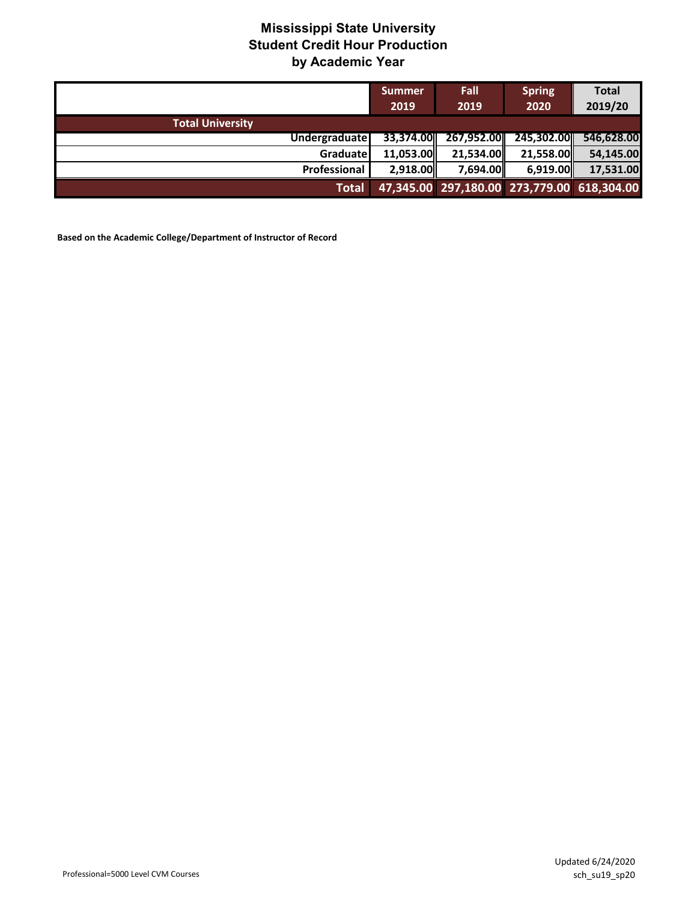# Mississippi State University
# Student Credit Hour Production
# by Academic Year

| | Summer 2019 | Fall 2019 | Spring 2020 | Total 2019/20 |
|---|---|---|---|---|
| **Total University** | | | | |
| Undergraduate | 33,374.00 | 267,952.00 | 245,302.00 | 546,628.00 |
| Graduate | 11,053.00 | 21,534.00 | 21,558.00 | 54,145.00 |
| Professional | 2,918.00 | 7,694.00 | 6,919.00 | 17,531.00 |
| **Total** | **47,345.00** | **297,180.00** | **273,779.00** | **618,304.00** |

**Based on the Academic College/Department of Instructor of Record**

Professional=5000 Level CVM Courses

Updated 6/24/2020
sch_su19_sp20